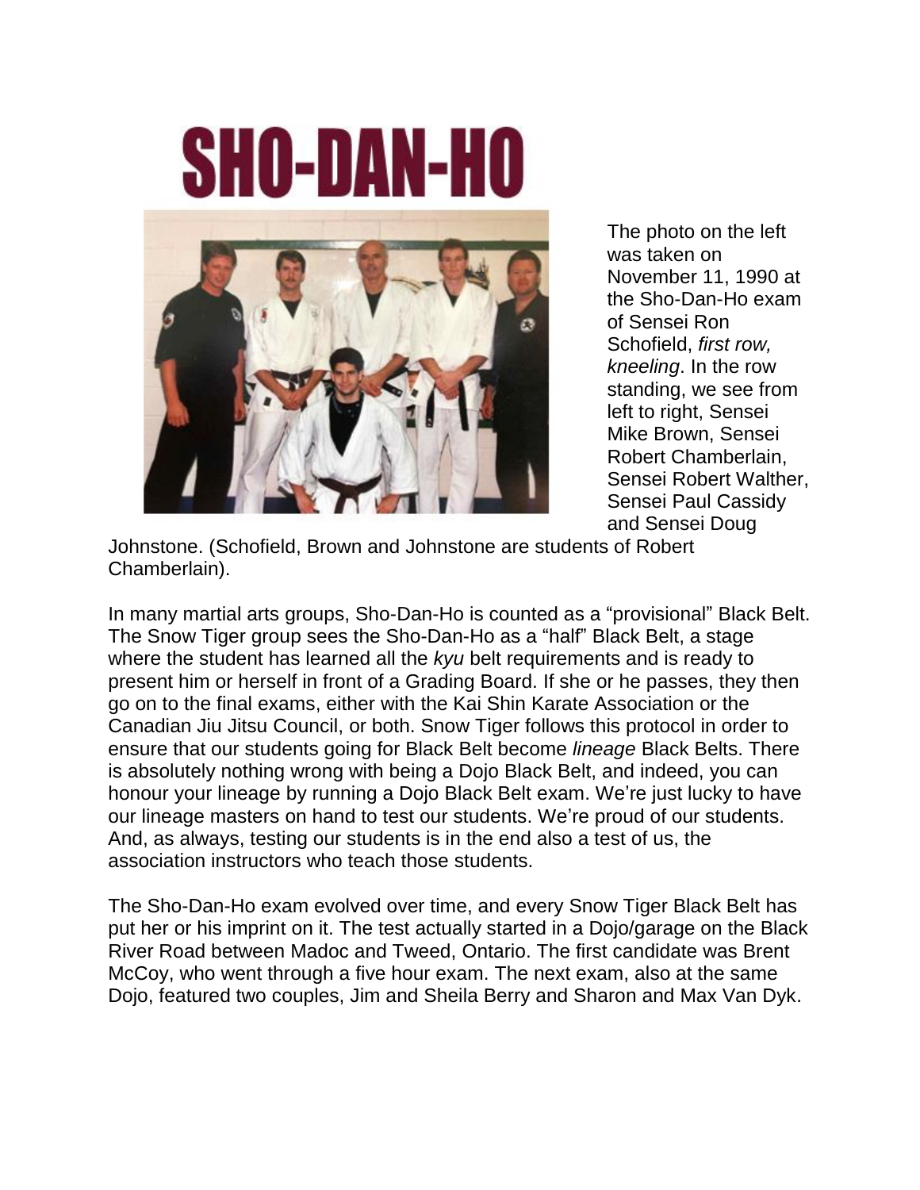# SHO-DAN-HO

The photo on the left was taken on November 11, 1990 at the Sho-Dan-Ho exam of Sensei Ron Schofield, *first row, kneeling*. In the row standing, we see from left to right, Sensei Mike Brown, Sensei Robert Chamberlain, Sensei Robert Walther, Sensei Paul Cassidy and Sensei Doug Johnstone. (Schofield, Brown and Johnstone are students of Robert Chamberlain).

In many martial arts groups, Sho-Dan-Ho is counted as a "provisional" Black Belt. The Snow Tiger group sees the Sho-Dan-Ho as a "half" Black Belt, a stage where the student has learned all the *kyu* belt requirements and is ready to present him or herself in front of a Grading Board. If she or he passes, they then go on to the final exams, either with the Kai Shin Karate Association or the Canadian Jiu Jitsu Council, or both. Snow Tiger follows this protocol in order to ensure that our students going for Black Belt become *lineage* Black Belts. There is absolutely nothing wrong with being a Dojo Black Belt, and indeed, you can honour your lineage by running a Dojo Black Belt exam. We're just lucky to have our lineage masters on hand to test our students. We're proud of our students. And, as always, testing our students is in the end also a test of us, the association instructors who teach those students.

The Sho-Dan-Ho exam evolved over time, and every Snow Tiger Black Belt has put her or his imprint on it. The test actually started in a Dojo/garage on the Black River Road between Madoc and Tweed, Ontario. The first candidate was Brent McCoy, who went through a five hour exam. The next exam, also at the same Dojo, featured two couples, Jim and Sheila Berry and Sharon and Max Van Dyk.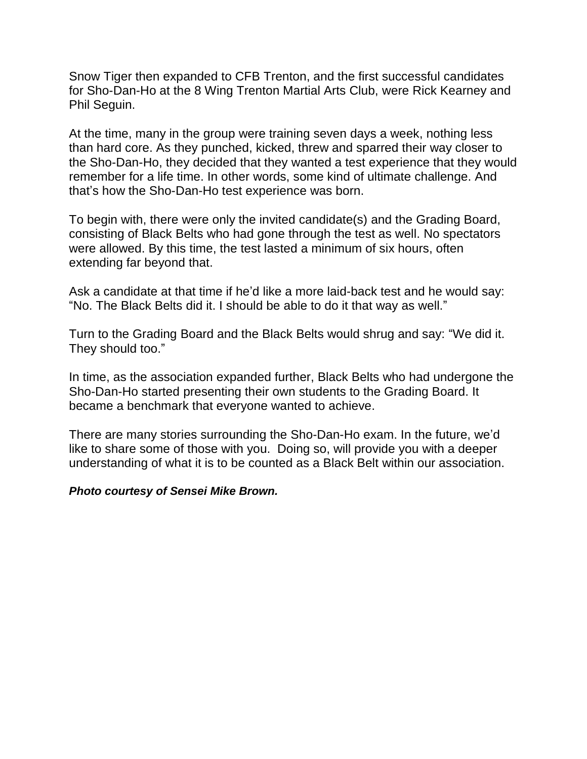Snow Tiger then expanded to CFB Trenton, and the first successful candidates for Sho-Dan-Ho at the 8 Wing Trenton Martial Arts Club, were Rick Kearney and Phil Seguin.

At the time, many in the group were training seven days a week, nothing less than hard core. As they punched, kicked, threw and sparred their way closer to the Sho-Dan-Ho, they decided that they wanted a test experience that they would remember for a life time. In other words, some kind of ultimate challenge. And that's how the Sho-Dan-Ho test experience was born.

To begin with, there were only the invited candidate(s) and the Grading Board, consisting of Black Belts who had gone through the test as well. No spectators were allowed. By this time, the test lasted a minimum of six hours, often extending far beyond that.

Ask a candidate at that time if he'd like a more laid-back test and he would say: "No. The Black Belts did it. I should be able to do it that way as well."

Turn to the Grading Board and the Black Belts would shrug and say: "We did it. They should too."

In time, as the association expanded further, Black Belts who had undergone the Sho-Dan-Ho started presenting their own students to the Grading Board. It became a benchmark that everyone wanted to achieve.

There are many stories surrounding the Sho-Dan-Ho exam. In the future, we'd like to share some of those with you. Doing so, will provide you with a deeper understanding of what it is to be counted as a Black Belt within our association.

***Photo courtesy of Sensei Mike Brown.***